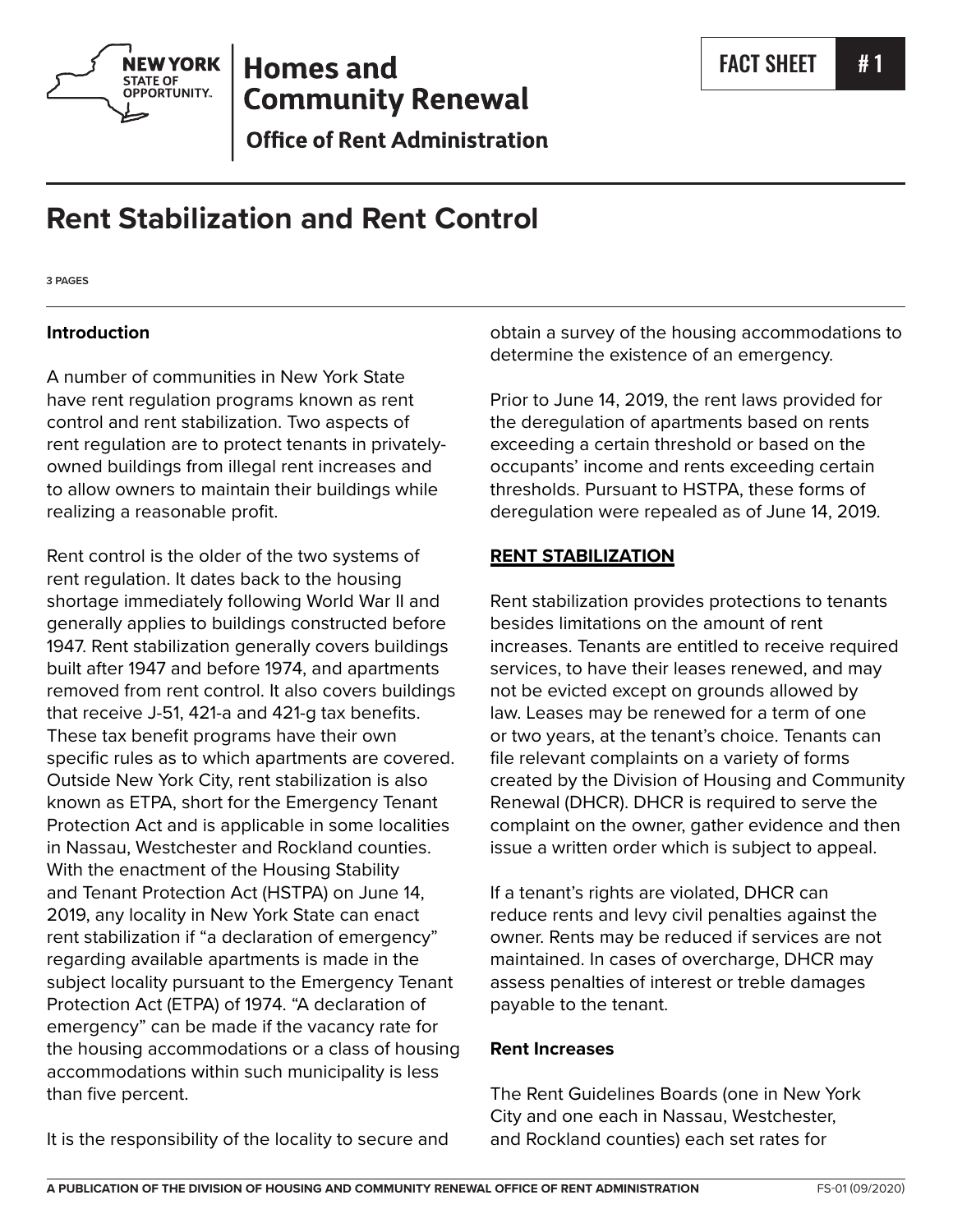# Homes and Community Renewal

**Office of Rent Administration**

FACT SHEET #1

## Rent Stabilization and Rent Control

3 PAGES

### Introduction

A number of communities in New York State have rent regulation programs known as rent control and rent stabilization. Two aspects of rent regulation are to protect tenants in privately-owned buildings from illegal rent increases and to allow owners to maintain their buildings while realizing a reasonable profit.

Rent control is the older of the two systems of rent regulation. It dates back to the housing shortage immediately following World War II and generally applies to buildings constructed before 1947. Rent stabilization generally covers buildings built after 1947 and before 1974, and apartments removed from rent control. It also covers buildings that receive J-51, 421-a and 421-g tax benefits. These tax benefit programs have their own specific rules as to which apartments are covered. Outside New York City, rent stabilization is also known as ETPA, short for the Emergency Tenant Protection Act and is applicable in some localities in Nassau, Westchester and Rockland counties. With the enactment of the Housing Stability and Tenant Protection Act (HSTPA) on June 14, 2019, any locality in New York State can enact rent stabilization if "a declaration of emergency" regarding available apartments is made in the subject locality pursuant to the Emergency Tenant Protection Act (ETPA) of 1974. "A declaration of emergency" can be made if the vacancy rate for the housing accommodations or a class of housing accommodations within such municipality is less than five percent.

It is the responsibility of the locality to secure and obtain a survey of the housing accommodations to determine the existence of an emergency.

Prior to June 14, 2019, the rent laws provided for the deregulation of apartments based on rents exceeding a certain threshold or based on the occupants' income and rents exceeding certain thresholds. Pursuant to HSTPA, these forms of deregulation were repealed as of June 14, 2019.

### RENT STABILIZATION

Rent stabilization provides protections to tenants besides limitations on the amount of rent increases. Tenants are entitled to receive required services, to have their leases renewed, and may not be evicted except on grounds allowed by law. Leases may be renewed for a term of one or two years, at the tenant's choice. Tenants can file relevant complaints on a variety of forms created by the Division of Housing and Community Renewal (DHCR). DHCR is required to serve the complaint on the owner, gather evidence and then issue a written order which is subject to appeal.

If a tenant's rights are violated, DHCR can reduce rents and levy civil penalties against the owner. Rents may be reduced if services are not maintained. In cases of overcharge, DHCR may assess penalties of interest or treble damages payable to the tenant.

### Rent Increases

The Rent Guidelines Boards (one in New York City and one each in Nassau, Westchester, and Rockland counties) each set rates for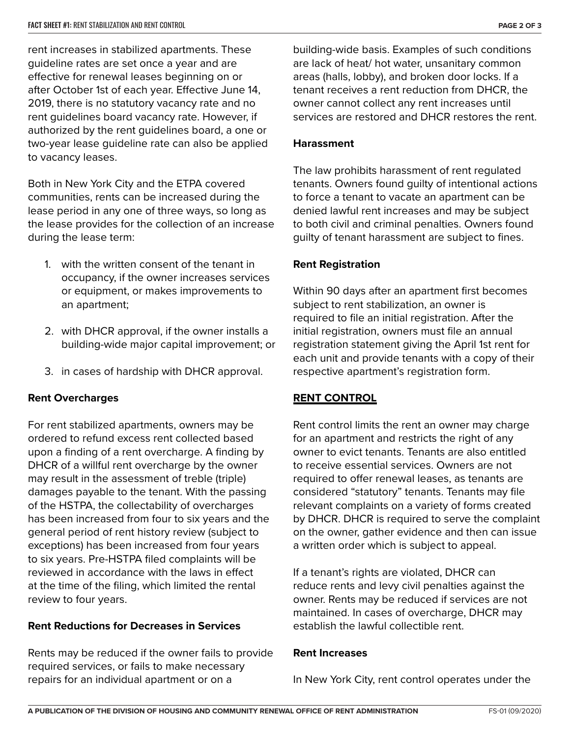rent increases in stabilized apartments. These guideline rates are set once a year and are effective for renewal leases beginning on or after October 1st of each year. Effective June 14, 2019, there is no statutory vacancy rate and no rent guidelines board vacancy rate. However, if authorized by the rent guidelines board, a one or two-year lease guideline rate can also be applied to vacancy leases.

Both in New York City and the ETPA covered communities, rents can be increased during the lease period in any one of three ways, so long as the lease provides for the collection of an increase during the lease term:

1. with the written consent of the tenant in occupancy, if the owner increases services or equipment, or makes improvements to an apartment;
2. with DHCR approval, if the owner installs a building-wide major capital improvement; or
3. in cases of hardship with DHCR approval.

**Rent Overcharges**

For rent stabilized apartments, owners may be ordered to refund excess rent collected based upon a finding of a rent overcharge. A finding by DHCR of a willful rent overcharge by the owner may result in the assessment of treble (triple) damages payable to the tenant. With the passing of the HSTPA, the collectability of overcharges has been increased from four to six years and the general period of rent history review (subject to exceptions) has been increased from four years to six years. Pre-HSTPA filed complaints will be reviewed in accordance with the laws in effect at the time of the filing, which limited the rental review to four years.

**Rent Reductions for Decreases in Services**

Rents may be reduced if the owner fails to provide required services, or fails to make necessary repairs for an individual apartment or on a building-wide basis. Examples of such conditions are lack of heat/ hot water, unsanitary common areas (halls, lobby), and broken door locks. If a tenant receives a rent reduction from DHCR, the owner cannot collect any rent increases until services are restored and DHCR restores the rent.

**Harassment**

The law prohibits harassment of rent regulated tenants. Owners found guilty of intentional actions to force a tenant to vacate an apartment can be denied lawful rent increases and may be subject to both civil and criminal penalties. Owners found guilty of tenant harassment are subject to fines.

**Rent Registration**

Within 90 days after an apartment first becomes subject to rent stabilization, an owner is required to file an initial registration. After the initial registration, owners must file an annual registration statement giving the April 1st rent for each unit and provide tenants with a copy of their respective apartment's registration form.

## RENT CONTROL

Rent control limits the rent an owner may charge for an apartment and restricts the right of any owner to evict tenants. Tenants are also entitled to receive essential services. Owners are not required to offer renewal leases, as tenants are considered "statutory" tenants. Tenants may file relevant complaints on a variety of forms created by DHCR. DHCR is required to serve the complaint on the owner, gather evidence and then can issue a written order which is subject to appeal.

If a tenant's rights are violated, DHCR can reduce rents and levy civil penalties against the owner. Rents may be reduced if services are not maintained. In cases of overcharge, DHCR may establish the lawful collectible rent.

**Rent Increases**

In New York City, rent control operates under the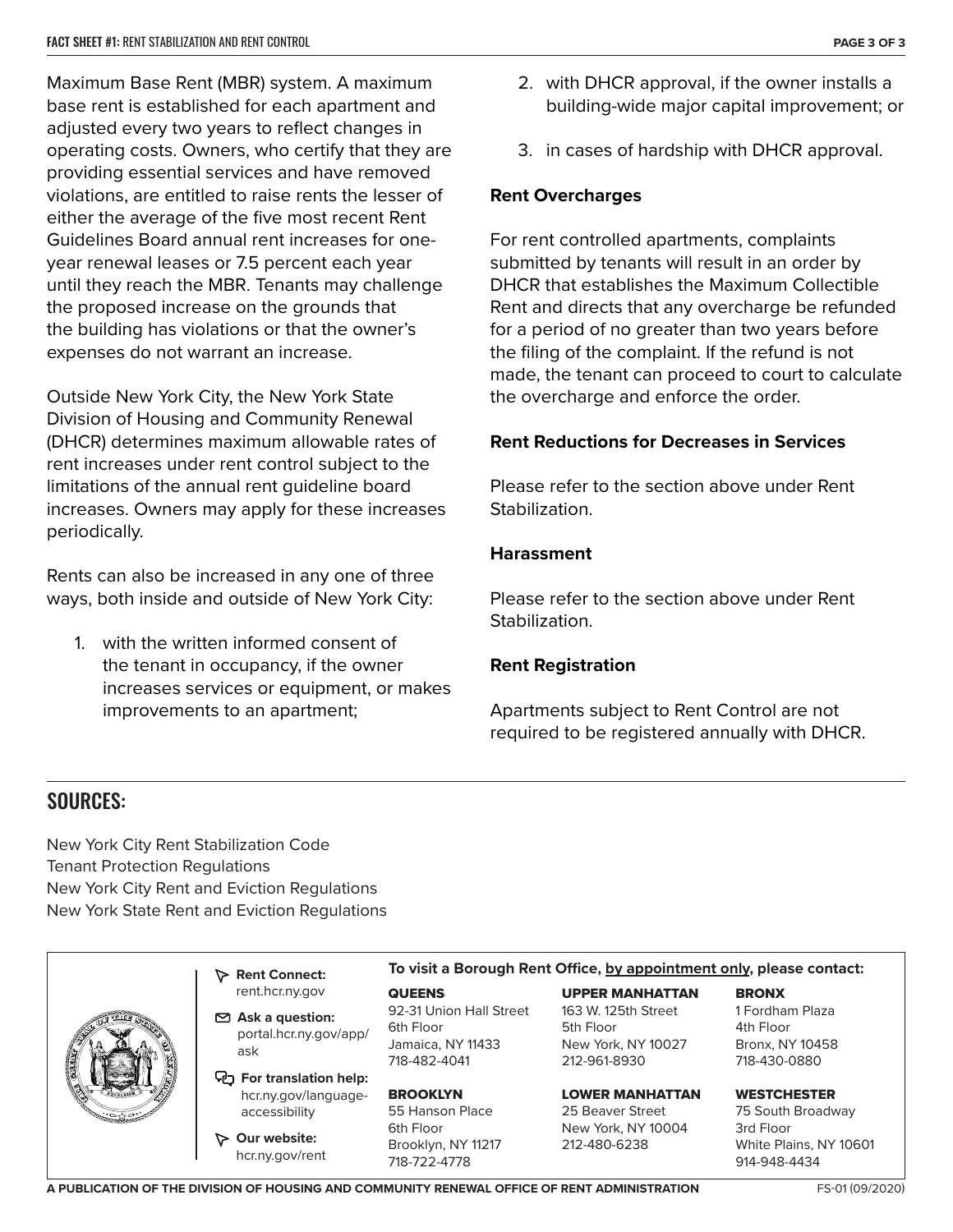Maximum Base Rent (MBR) system. A maximum base rent is established for each apartment and adjusted every two years to reflect changes in operating costs. Owners, who certify that they are providing essential services and have removed violations, are entitled to raise rents the lesser of either the average of the five most recent Rent Guidelines Board annual rent increases for one-year renewal leases or 7.5 percent each year until they reach the MBR. Tenants may challenge the proposed increase on the grounds that the building has violations or that the owner's expenses do not warrant an increase.

Outside New York City, the New York State Division of Housing and Community Renewal (DHCR) determines maximum allowable rates of rent increases under rent control subject to the limitations of the annual rent guideline board increases. Owners may apply for these increases periodically.

Rents can also be increased in any one of three ways, both inside and outside of New York City:

1. with the written informed consent of the tenant in occupancy, if the owner increases services or equipment, or makes improvements to an apartment;
2. with DHCR approval, if the owner installs a building-wide major capital improvement; or
3. in cases of hardship with DHCR approval.

**Rent Overcharges**

For rent controlled apartments, complaints submitted by tenants will result in an order by DHCR that establishes the Maximum Collectible Rent and directs that any overcharge be refunded for a period of no greater than two years before the filing of the complaint. If the refund is not made, the tenant can proceed to court to calculate the overcharge and enforce the order.

**Rent Reductions for Decreases in Services**

Please refer to the section above under Rent Stabilization.

**Harassment**

Please refer to the section above under Rent Stabilization.

**Rent Registration**

Apartments subject to Rent Control are not required to be registered annually with DHCR.

## SOURCES:

New York City Rent Stabilization Code
Tenant Protection Regulations
New York City Rent and Eviction Regulations
New York State Rent and Eviction Regulations

**Rent Connect:** rent.hcr.ny.gov

**Ask a question:** portal.hcr.ny.gov/app/ask

**For translation help:** hcr.ny.gov/language-accessibility

**Our website:** hcr.ny.gov/rent

**To visit a Borough Rent Office, by appointment only, please contact:**

**QUEENS**
92-31 Union Hall Street
6th Floor
Jamaica, NY 11433
718-482-4041

**BROOKLYN**
55 Hanson Place
6th Floor
Brooklyn, NY 11217
718-722-4778

**UPPER MANHATTAN**
163 W. 125th Street
5th Floor
New York, NY 10027
212-961-8930

**LOWER MANHATTAN**
25 Beaver Street
New York, NY 10004
212-480-6238

**BRONX**
1 Fordham Plaza
4th Floor
Bronx, NY 10458
718-430-0880

**WESTCHESTER**
75 South Broadway
3rd Floor
White Plains, NY 10601
914-948-4434

**A PUBLICATION OF THE DIVISION OF HOUSING AND COMMUNITY RENEWAL OFFICE OF RENT ADMINISTRATION** FS-01 (09/2020)